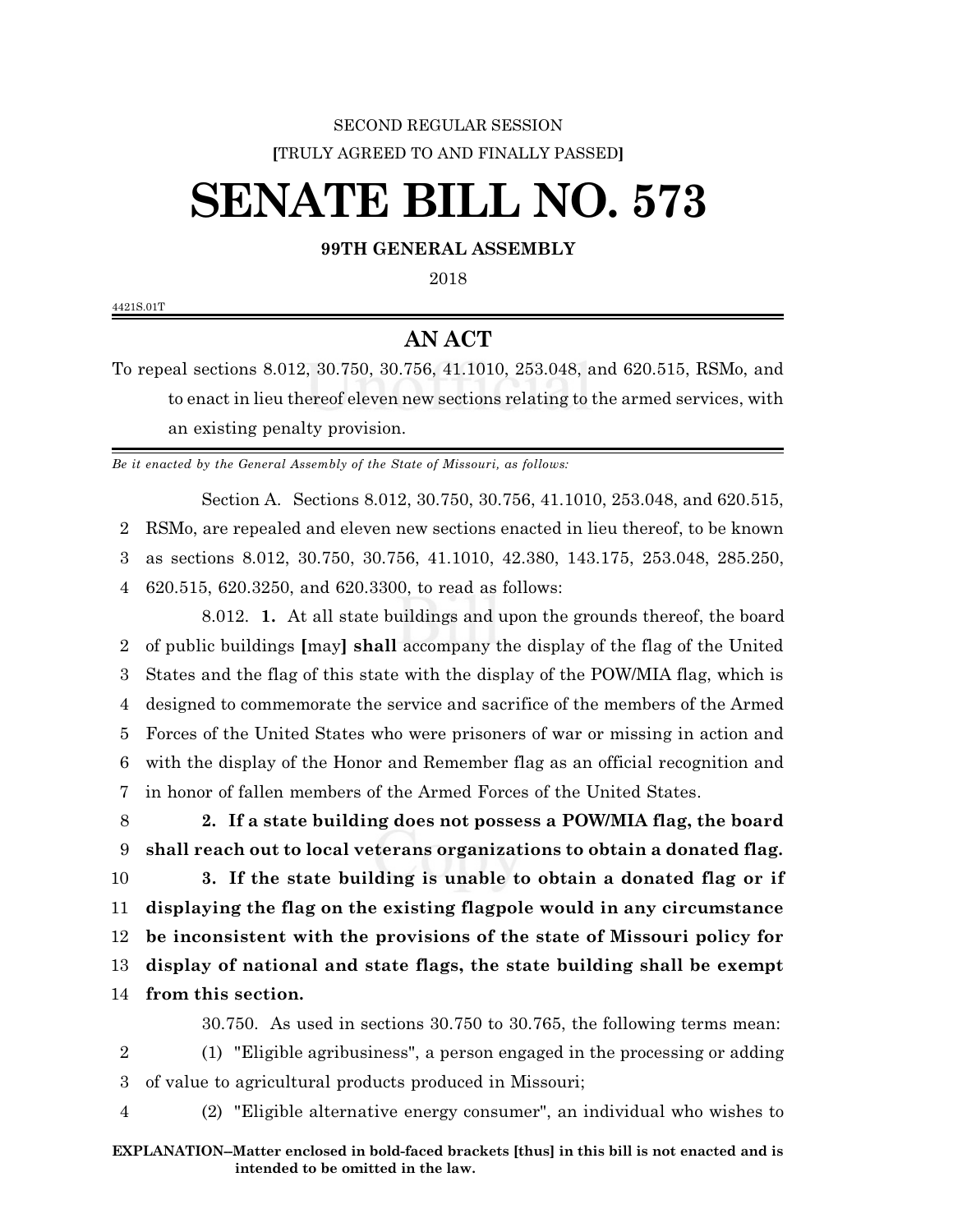SECOND REGULAR SESSION

**[**TRULY AGREED TO AND FINALLY PASSED**]**

# SENATE BILL NO. 573

**99TH GENERAL ASSEMBLY**

2018

4421S.01T

## AN ACT

To repeal sections 8.012, 30.750, 30.756, 41.1010, 253.048, and 620.515, RSMo, and to enact in lieu thereof eleven new sections relating to the armed services, with an existing penalty provision.

*Be it enacted by the General Assembly of the State of Missouri, as follows:*

Section A. Sections 8.012, 30.750, 30.756, 41.1010, 253.048, and 620.515, RSMo, are repealed and eleven new sections enacted in lieu thereof, to be known as sections 8.012, 30.750, 30.756, 41.1010, 42.380, 143.175, 253.048, 285.250, 620.515, 620.3250, and 620.3300, to read as follows:

8.012. **1.** At all state buildings and upon the grounds thereof, the board of public buildings **[**may**] shall** accompany the display of the flag of the United States and the flag of this state with the display of the POW/MIA flag, which is designed to commemorate the service and sacrifice of the members of the Armed Forces of the United States who were prisoners of war or missing in action and with the display of the Honor and Remember flag as an official recognition and in honor of fallen members of the Armed Forces of the United States.

**2. If a state building does not possess a POW/MIA flag, the board shall reach out to local veterans organizations to obtain a donated flag.**

**3. If the state building is unable to obtain a donated flag or if displaying the flag on the existing flagpole would in any circumstance be inconsistent with the provisions of the state of Missouri policy for display of national and state flags, the state building shall be exempt from this section.**

30.750. As used in sections 30.750 to 30.765, the following terms mean:

(1) "Eligible agribusiness", a person engaged in the processing or adding of value to agricultural products produced in Missouri;

(2) "Eligible alternative energy consumer", an individual who wishes to

**EXPLANATION–Matter enclosed in bold-faced brackets [thus] in this bill is not enacted and is intended to be omitted in the law.**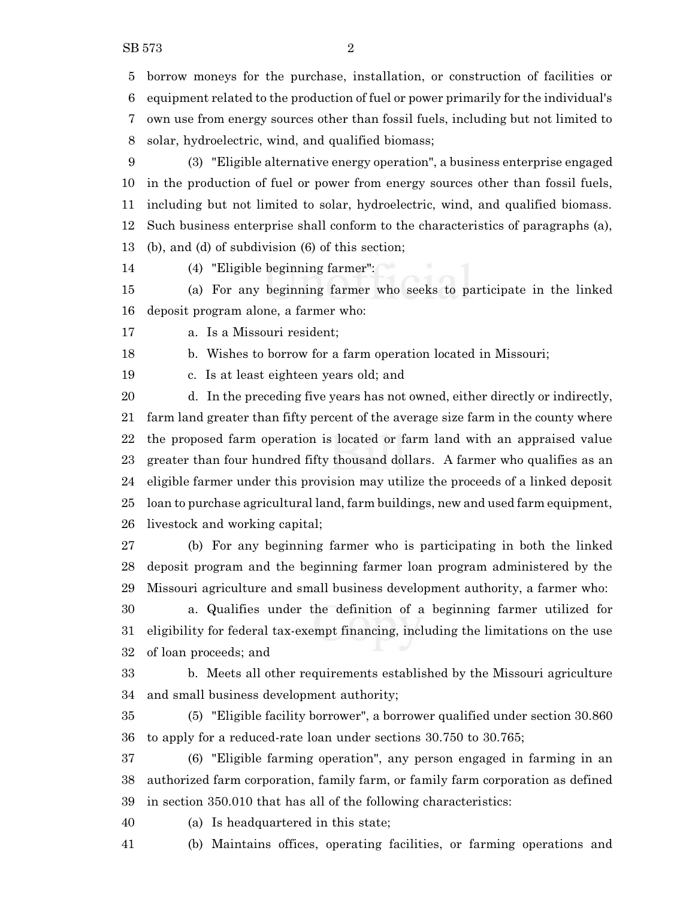borrow moneys for the purchase, installation, or construction of facilities or equipment related to the production of fuel or power primarily for the individual's own use from energy sources other than fossil fuels, including but not limited to solar, hydroelectric, wind, and qualified biomass;

(3) "Eligible alternative energy operation", a business enterprise engaged in the production of fuel or power from energy sources other than fossil fuels, including but not limited to solar, hydroelectric, wind, and qualified biomass. Such business enterprise shall conform to the characteristics of paragraphs (a), (b), and (d) of subdivision (6) of this section;

(4) "Eligible beginning farmer":

(a) For any beginning farmer who seeks to participate in the linked deposit program alone, a farmer who:

a. Is a Missouri resident;

b. Wishes to borrow for a farm operation located in Missouri;

c. Is at least eighteen years old; and

d. In the preceding five years has not owned, either directly or indirectly, farm land greater than fifty percent of the average size farm in the county where the proposed farm operation is located or farm land with an appraised value greater than four hundred fifty thousand dollars. A farmer who qualifies as an eligible farmer under this provision may utilize the proceeds of a linked deposit loan to purchase agricultural land, farm buildings, new and used farm equipment, livestock and working capital;

(b) For any beginning farmer who is participating in both the linked deposit program and the beginning farmer loan program administered by the Missouri agriculture and small business development authority, a farmer who:

a. Qualifies under the definition of a beginning farmer utilized for eligibility for federal tax-exempt financing, including the limitations on the use of loan proceeds; and

b. Meets all other requirements established by the Missouri agriculture and small business development authority;

(5) "Eligible facility borrower", a borrower qualified under section 30.860 to apply for a reduced-rate loan under sections 30.750 to 30.765;

(6) "Eligible farming operation", any person engaged in farming in an authorized farm corporation, family farm, or family farm corporation as defined in section 350.010 that has all of the following characteristics:

(a) Is headquartered in this state;

(b) Maintains offices, operating facilities, or farming operations and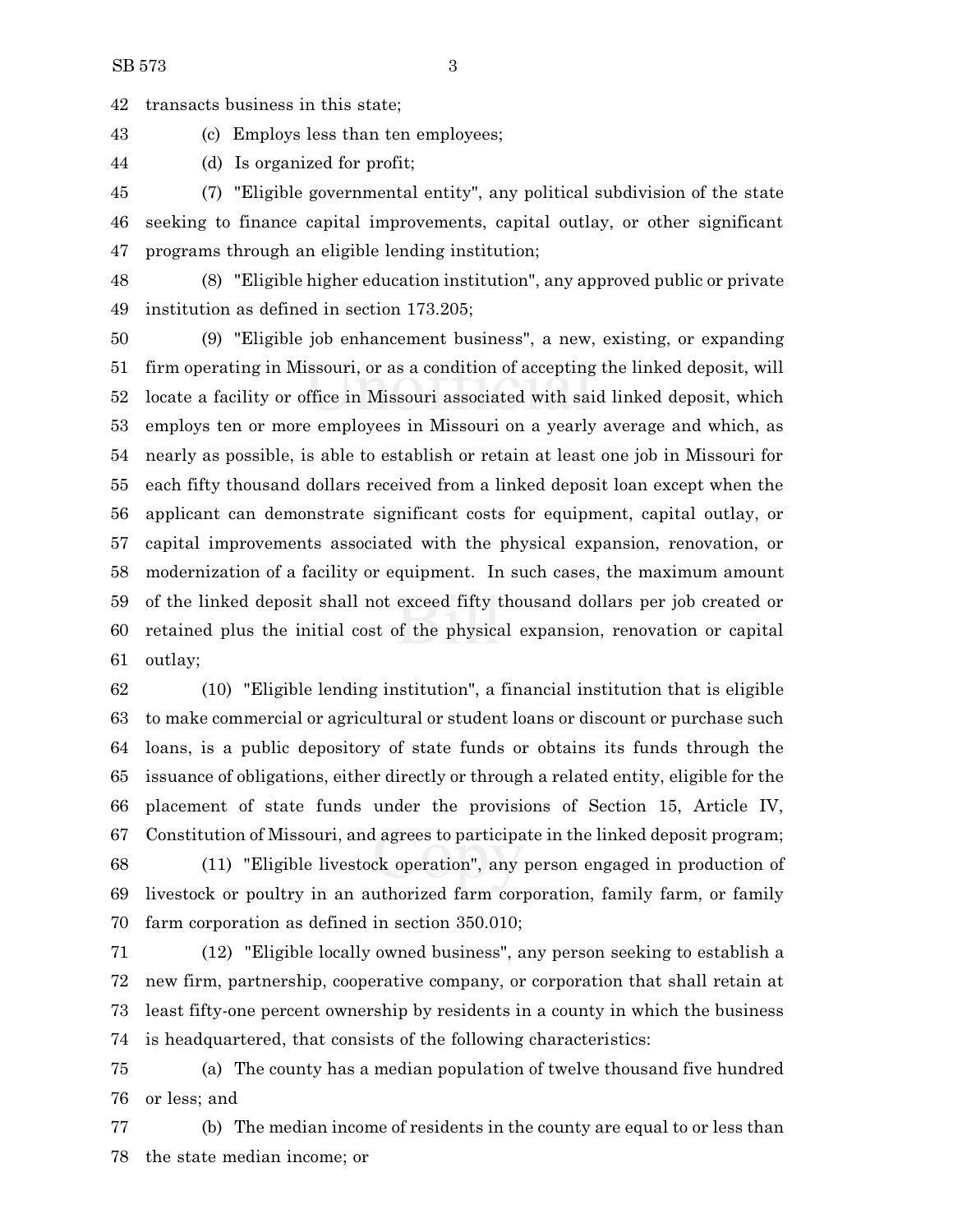transacts business in this state;

(c) Employs less than ten employees;

(d) Is organized for profit;

(7) "Eligible governmental entity", any political subdivision of the state seeking to finance capital improvements, capital outlay, or other significant programs through an eligible lending institution;

(8) "Eligible higher education institution", any approved public or private institution as defined in section 173.205;

(9) "Eligible job enhancement business", a new, existing, or expanding firm operating in Missouri, or as a condition of accepting the linked deposit, will locate a facility or office in Missouri associated with said linked deposit, which employs ten or more employees in Missouri on a yearly average and which, as nearly as possible, is able to establish or retain at least one job in Missouri for each fifty thousand dollars received from a linked deposit loan except when the applicant can demonstrate significant costs for equipment, capital outlay, or capital improvements associated with the physical expansion, renovation, or modernization of a facility or equipment. In such cases, the maximum amount of the linked deposit shall not exceed fifty thousand dollars per job created or retained plus the initial cost of the physical expansion, renovation or capital outlay;

(10) "Eligible lending institution", a financial institution that is eligible to make commercial or agricultural or student loans or discount or purchase such loans, is a public depository of state funds or obtains its funds through the issuance of obligations, either directly or through a related entity, eligible for the placement of state funds under the provisions of Section 15, Article IV, Constitution of Missouri, and agrees to participate in the linked deposit program;

(11) "Eligible livestock operation", any person engaged in production of livestock or poultry in an authorized farm corporation, family farm, or family farm corporation as defined in section 350.010;

(12) "Eligible locally owned business", any person seeking to establish a new firm, partnership, cooperative company, or corporation that shall retain at least fifty-one percent ownership by residents in a county in which the business is headquartered, that consists of the following characteristics:

(a) The county has a median population of twelve thousand five hundred or less; and

(b) The median income of residents in the county are equal to or less than the state median income; or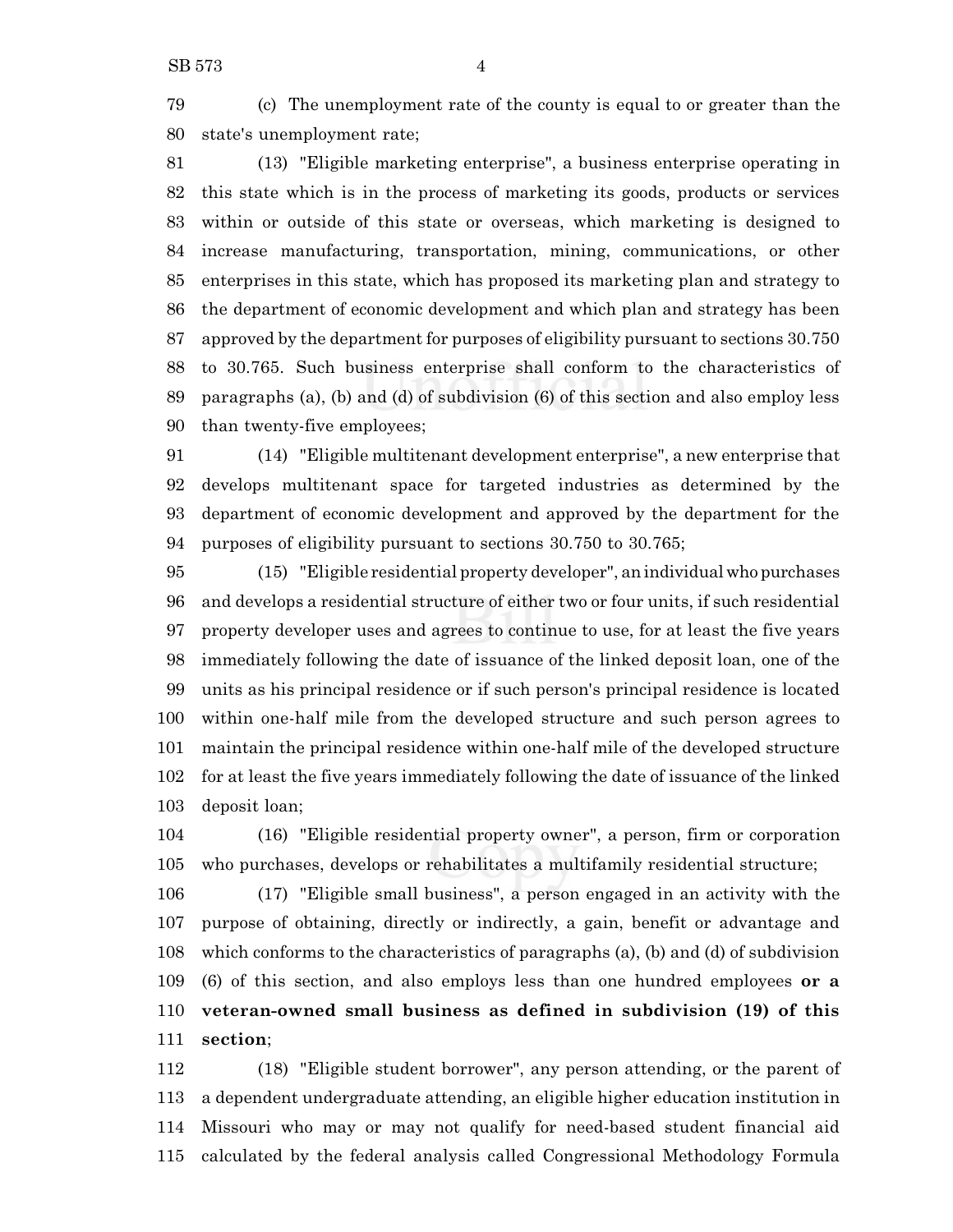(c) The unemployment rate of the county is equal to or greater than the state's unemployment rate;

(13) "Eligible marketing enterprise", a business enterprise operating in this state which is in the process of marketing its goods, products or services within or outside of this state or overseas, which marketing is designed to increase manufacturing, transportation, mining, communications, or other enterprises in this state, which has proposed its marketing plan and strategy to the department of economic development and which plan and strategy has been approved by the department for purposes of eligibility pursuant to sections 30.750 to 30.765. Such business enterprise shall conform to the characteristics of paragraphs (a), (b) and (d) of subdivision (6) of this section and also employ less than twenty-five employees;

(14) "Eligible multitenant development enterprise", a new enterprise that develops multitenant space for targeted industries as determined by the department of economic development and approved by the department for the purposes of eligibility pursuant to sections 30.750 to 30.765;

(15) "Eligible residential property developer", an individual who purchases and develops a residential structure of either two or four units, if such residential property developer uses and agrees to continue to use, for at least the five years immediately following the date of issuance of the linked deposit loan, one of the units as his principal residence or if such person's principal residence is located within one-half mile from the developed structure and such person agrees to maintain the principal residence within one-half mile of the developed structure for at least the five years immediately following the date of issuance of the linked deposit loan;

(16) "Eligible residential property owner", a person, firm or corporation who purchases, develops or rehabilitates a multifamily residential structure;

(17) "Eligible small business", a person engaged in an activity with the purpose of obtaining, directly or indirectly, a gain, benefit or advantage and which conforms to the characteristics of paragraphs (a), (b) and (d) of subdivision (6) of this section, and also employs less than one hundred employees **or a veteran-owned small business as defined in subdivision (19) of this section**;

(18) "Eligible student borrower", any person attending, or the parent of a dependent undergraduate attending, an eligible higher education institution in Missouri who may or may not qualify for need-based student financial aid calculated by the federal analysis called Congressional Methodology Formula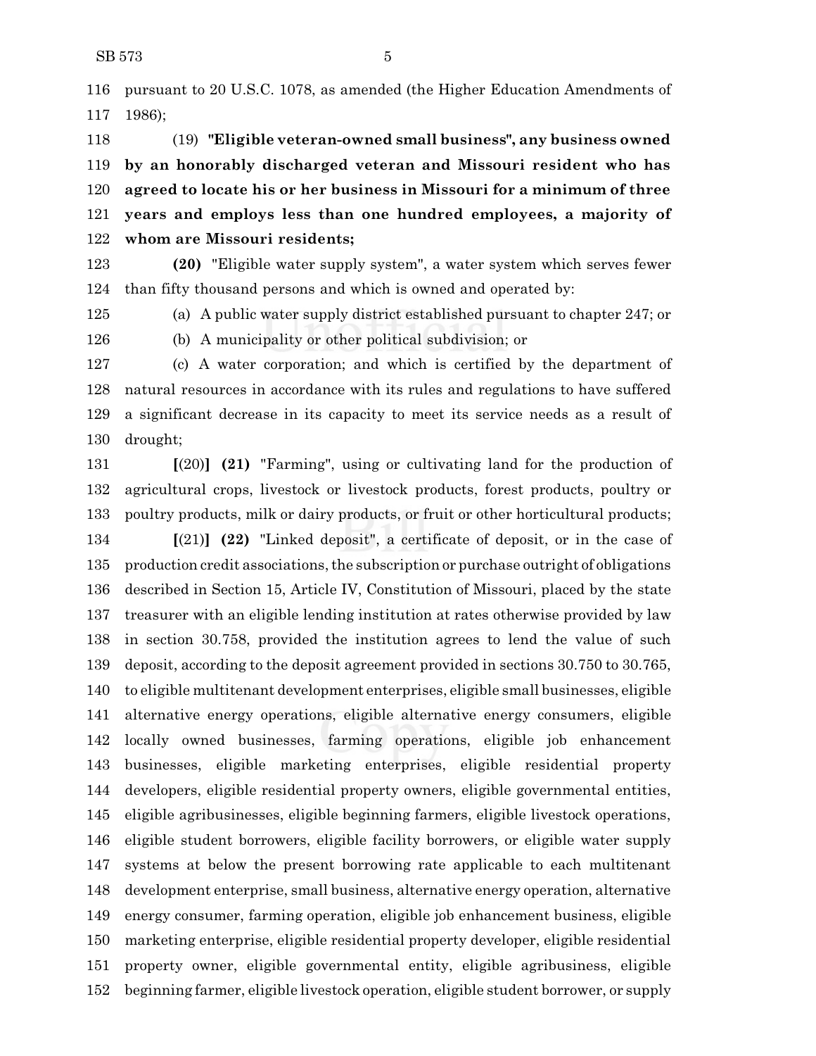pursuant to 20 U.S.C. 1078, as amended (the Higher Education Amendments of 1986);

(19) **"Eligible veteran-owned small business", any business owned by an honorably discharged veteran and Missouri resident who has agreed to locate his or her business in Missouri for a minimum of three years and employs less than one hundred employees, a majority of whom are Missouri residents;**

**(20)** "Eligible water supply system", a water system which serves fewer than fifty thousand persons and which is owned and operated by:

(a) A public water supply district established pursuant to chapter 247; or

(b) A municipality or other political subdivision; or

(c) A water corporation; and which is certified by the department of natural resources in accordance with its rules and regulations to have suffered a significant decrease in its capacity to meet its service needs as a result of drought;

**[**(20)**]** **(21)** "Farming", using or cultivating land for the production of agricultural crops, livestock or livestock products, forest products, poultry or poultry products, milk or dairy products, or fruit or other horticultural products;

**[**(21)**]** **(22)** "Linked deposit", a certificate of deposit, or in the case of production credit associations, the subscription or purchase outright of obligations described in Section 15, Article IV, Constitution of Missouri, placed by the state treasurer with an eligible lending institution at rates otherwise provided by law in section 30.758, provided the institution agrees to lend the value of such deposit, according to the deposit agreement provided in sections 30.750 to 30.765, to eligible multitenant development enterprises, eligible small businesses, eligible alternative energy operations, eligible alternative energy consumers, eligible locally owned businesses, farming operations, eligible job enhancement businesses, eligible marketing enterprises, eligible residential property developers, eligible residential property owners, eligible governmental entities, eligible agribusinesses, eligible beginning farmers, eligible livestock operations, eligible student borrowers, eligible facility borrowers, or eligible water supply systems at below the present borrowing rate applicable to each multitenant development enterprise, small business, alternative energy operation, alternative energy consumer, farming operation, eligible job enhancement business, eligible marketing enterprise, eligible residential property developer, eligible residential property owner, eligible governmental entity, eligible agribusiness, eligible beginning farmer, eligible livestock operation, eligible student borrower, or supply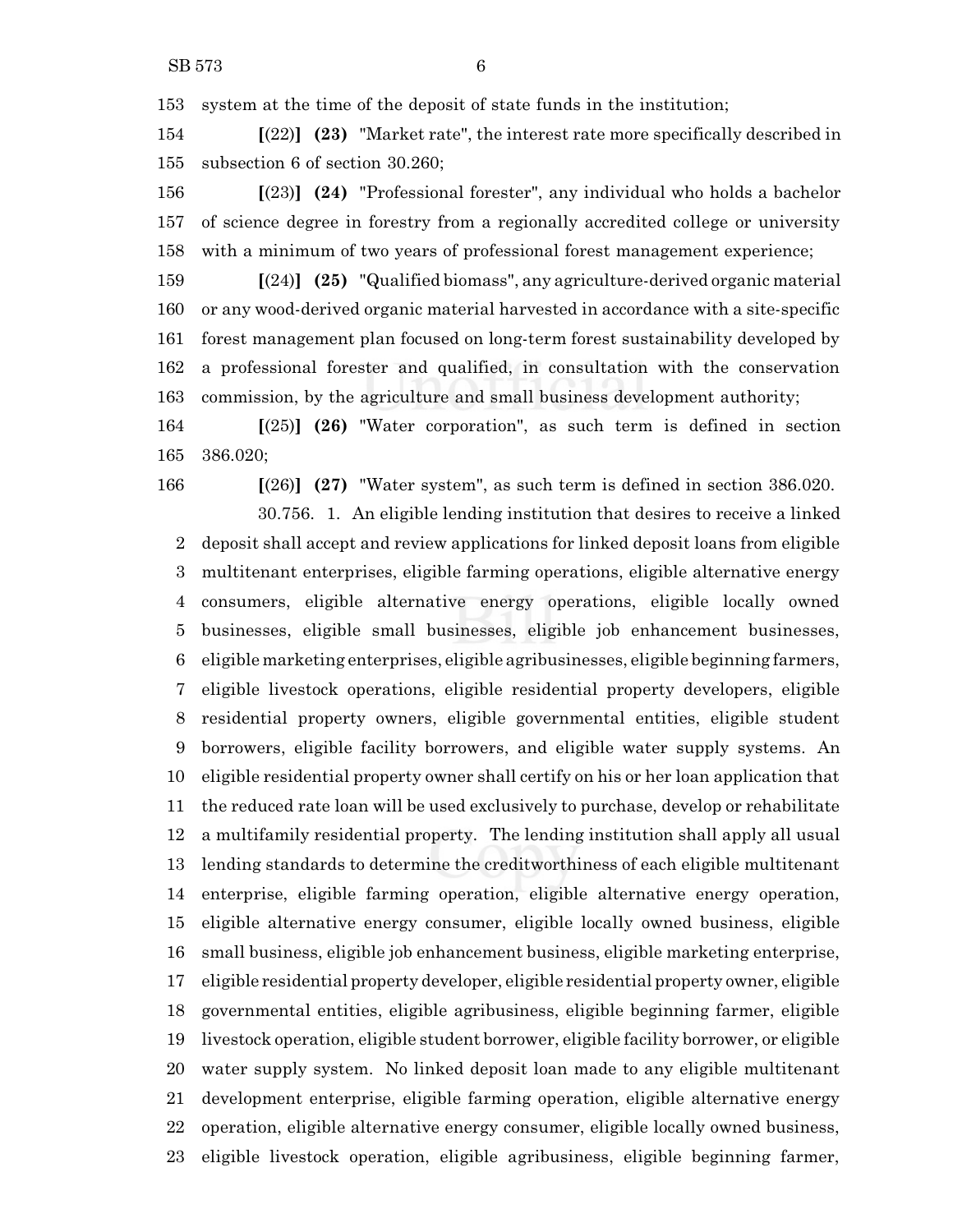153 system at the time of the deposit of state funds in the institution;

154 **[**(22)**]** **(23)** "Market rate", the interest rate more specifically described in 155 subsection 6 of section 30.260;

156 **[**(23)**]** **(24)** "Professional forester", any individual who holds a bachelor 157 of science degree in forestry from a regionally accredited college or university 158 with a minimum of two years of professional forest management experience;

159 **[**(24)**]** **(25)** "Qualified biomass", any agriculture-derived organic material 160 or any wood-derived organic material harvested in accordance with a site-specific 161 forest management plan focused on long-term forest sustainability developed by 162 a professional forester and qualified, in consultation with the conservation 163 commission, by the agriculture and small business development authority;

164 **[**(25)**]** **(26)** "Water corporation", as such term is defined in section 165 386.020;

166 **[**(26)**]** **(27)** "Water system", as such term is defined in section 386.020.

30.756. 1. An eligible lending institution that desires to receive a linked 2 deposit shall accept and review applications for linked deposit loans from eligible 3 multitenant enterprises, eligible farming operations, eligible alternative energy 4 consumers, eligible alternative energy operations, eligible locally owned 5 businesses, eligible small businesses, eligible job enhancement businesses, 6 eligible marketing enterprises, eligible agribusinesses, eligible beginning farmers, 7 eligible livestock operations, eligible residential property developers, eligible 8 residential property owners, eligible governmental entities, eligible student 9 borrowers, eligible facility borrowers, and eligible water supply systems. An 10 eligible residential property owner shall certify on his or her loan application that 11 the reduced rate loan will be used exclusively to purchase, develop or rehabilitate 12 a multifamily residential property. The lending institution shall apply all usual 13 lending standards to determine the creditworthiness of each eligible multitenant 14 enterprise, eligible farming operation, eligible alternative energy operation, 15 eligible alternative energy consumer, eligible locally owned business, eligible 16 small business, eligible job enhancement business, eligible marketing enterprise, 17 eligible residential property developer, eligible residential property owner, eligible 18 governmental entities, eligible agribusiness, eligible beginning farmer, eligible 19 livestock operation, eligible student borrower, eligible facility borrower, or eligible 20 water supply system. No linked deposit loan made to any eligible multitenant 21 development enterprise, eligible farming operation, eligible alternative energy 22 operation, eligible alternative energy consumer, eligible locally owned business, 23 eligible livestock operation, eligible agribusiness, eligible beginning farmer,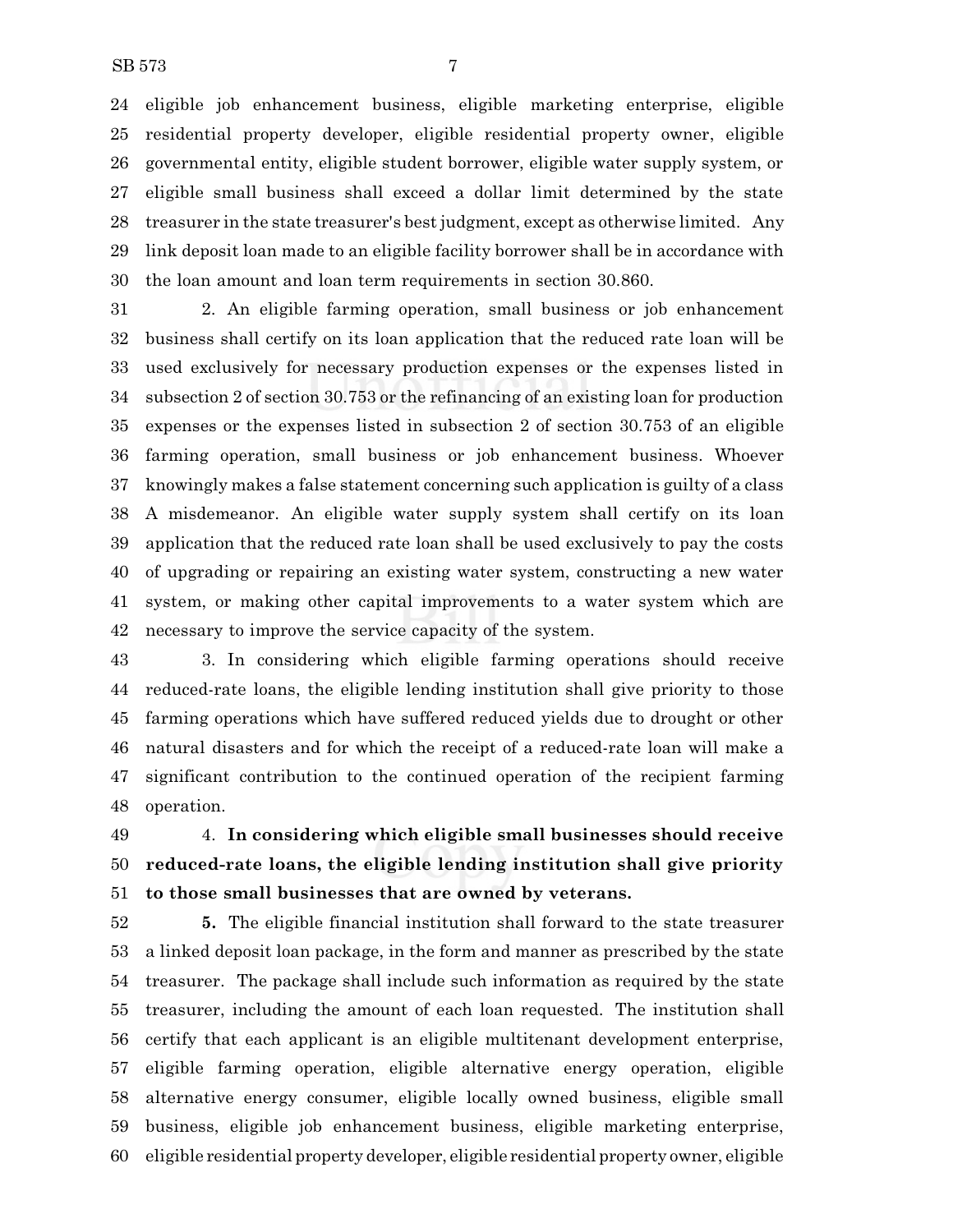eligible job enhancement business, eligible marketing enterprise, eligible residential property developer, eligible residential property owner, eligible governmental entity, eligible student borrower, eligible water supply system, or eligible small business shall exceed a dollar limit determined by the state treasurer in the state treasurer's best judgment, except as otherwise limited. Any link deposit loan made to an eligible facility borrower shall be in accordance with the loan amount and loan term requirements in section 30.860.

2. An eligible farming operation, small business or job enhancement business shall certify on its loan application that the reduced rate loan will be used exclusively for necessary production expenses or the expenses listed in subsection 2 of section 30.753 or the refinancing of an existing loan for production expenses or the expenses listed in subsection 2 of section 30.753 of an eligible farming operation, small business or job enhancement business. Whoever knowingly makes a false statement concerning such application is guilty of a class A misdemeanor. An eligible water supply system shall certify on its loan application that the reduced rate loan shall be used exclusively to pay the costs of upgrading or repairing an existing water system, constructing a new water system, or making other capital improvements to a water system which are necessary to improve the service capacity of the system.

3. In considering which eligible farming operations should receive reduced-rate loans, the eligible lending institution shall give priority to those farming operations which have suffered reduced yields due to drought or other natural disasters and for which the receipt of a reduced-rate loan will make a significant contribution to the continued operation of the recipient farming operation.

4. **In considering which eligible small businesses should receive reduced-rate loans, the eligible lending institution shall give priority to those small businesses that are owned by veterans.**

**5.** The eligible financial institution shall forward to the state treasurer a linked deposit loan package, in the form and manner as prescribed by the state treasurer. The package shall include such information as required by the state treasurer, including the amount of each loan requested. The institution shall certify that each applicant is an eligible multitenant development enterprise, eligible farming operation, eligible alternative energy operation, eligible alternative energy consumer, eligible locally owned business, eligible small business, eligible job enhancement business, eligible marketing enterprise, eligible residential property developer, eligible residential property owner, eligible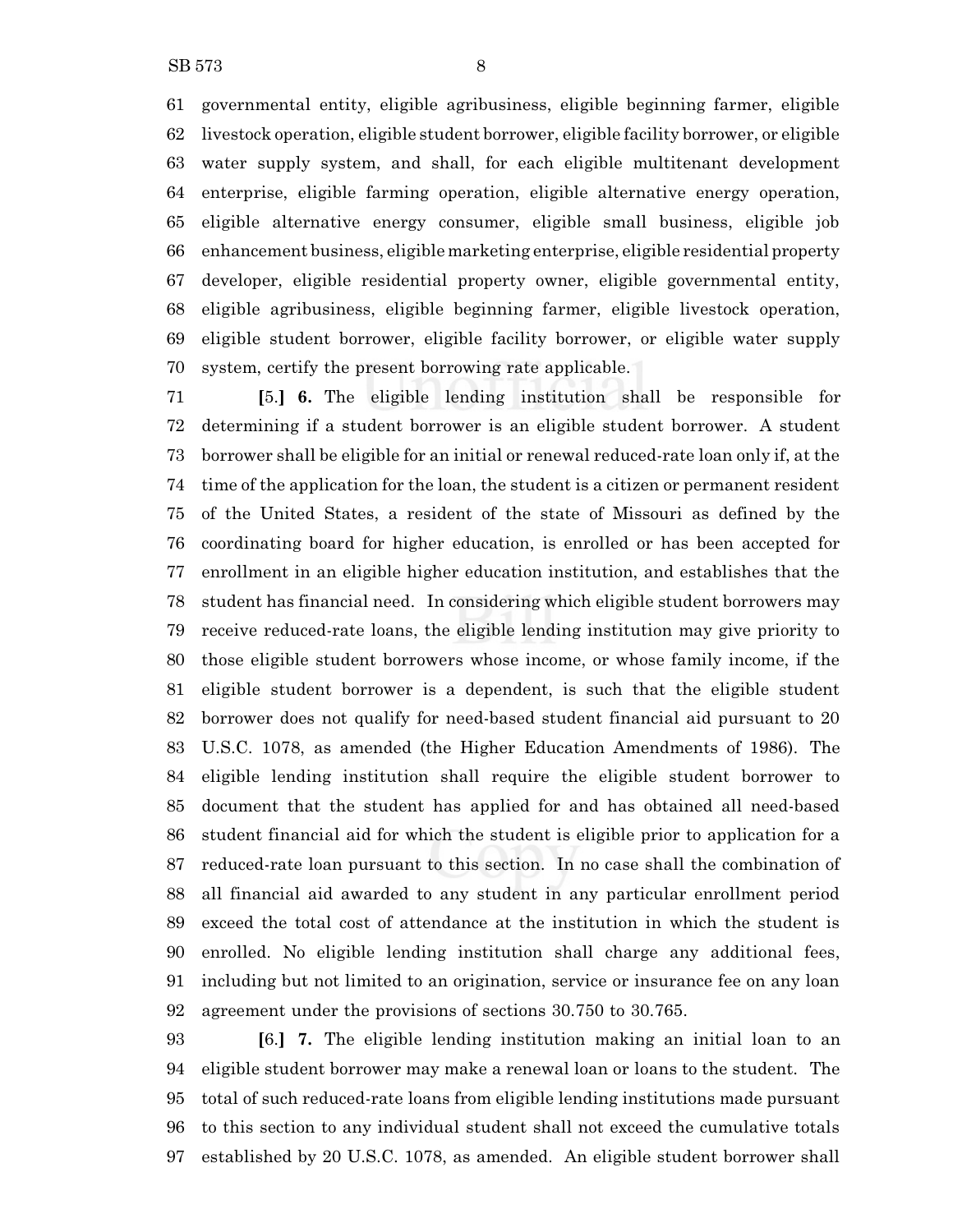61 governmental entity, eligible agribusiness, eligible beginning farmer, eligible
62 livestock operation, eligible student borrower, eligible facility borrower, or eligible
63 water supply system, and shall, for each eligible multitenant development
64 enterprise, eligible farming operation, eligible alternative energy operation,
65 eligible alternative energy consumer, eligible small business, eligible job
66 enhancement business, eligible marketing enterprise, eligible residential property
67 developer, eligible residential property owner, eligible governmental entity,
68 eligible agribusiness, eligible beginning farmer, eligible livestock operation,
69 eligible student borrower, eligible facility borrower, or eligible water supply
70 system, certify the present borrowing rate applicable.

71 **[**5.**] 6.** The eligible lending institution shall be responsible for
72 determining if a student borrower is an eligible student borrower. A student
73 borrower shall be eligible for an initial or renewal reduced-rate loan only if, at the
74 time of the application for the loan, the student is a citizen or permanent resident
75 of the United States, a resident of the state of Missouri as defined by the
76 coordinating board for higher education, is enrolled or has been accepted for
77 enrollment in an eligible higher education institution, and establishes that the
78 student has financial need. In considering which eligible student borrowers may
79 receive reduced-rate loans, the eligible lending institution may give priority to
80 those eligible student borrowers whose income, or whose family income, if the
81 eligible student borrower is a dependent, is such that the eligible student
82 borrower does not qualify for need-based student financial aid pursuant to 20
83 U.S.C. 1078, as amended (the Higher Education Amendments of 1986). The
84 eligible lending institution shall require the eligible student borrower to
85 document that the student has applied for and has obtained all need-based
86 student financial aid for which the student is eligible prior to application for a
87 reduced-rate loan pursuant to this section. In no case shall the combination of
88 all financial aid awarded to any student in any particular enrollment period
89 exceed the total cost of attendance at the institution in which the student is
90 enrolled. No eligible lending institution shall charge any additional fees,
91 including but not limited to an origination, service or insurance fee on any loan
92 agreement under the provisions of sections 30.750 to 30.765.

93 **[**6.**] 7.** The eligible lending institution making an initial loan to an
94 eligible student borrower may make a renewal loan or loans to the student. The
95 total of such reduced-rate loans from eligible lending institutions made pursuant
96 to this section to any individual student shall not exceed the cumulative totals
97 established by 20 U.S.C. 1078, as amended. An eligible student borrower shall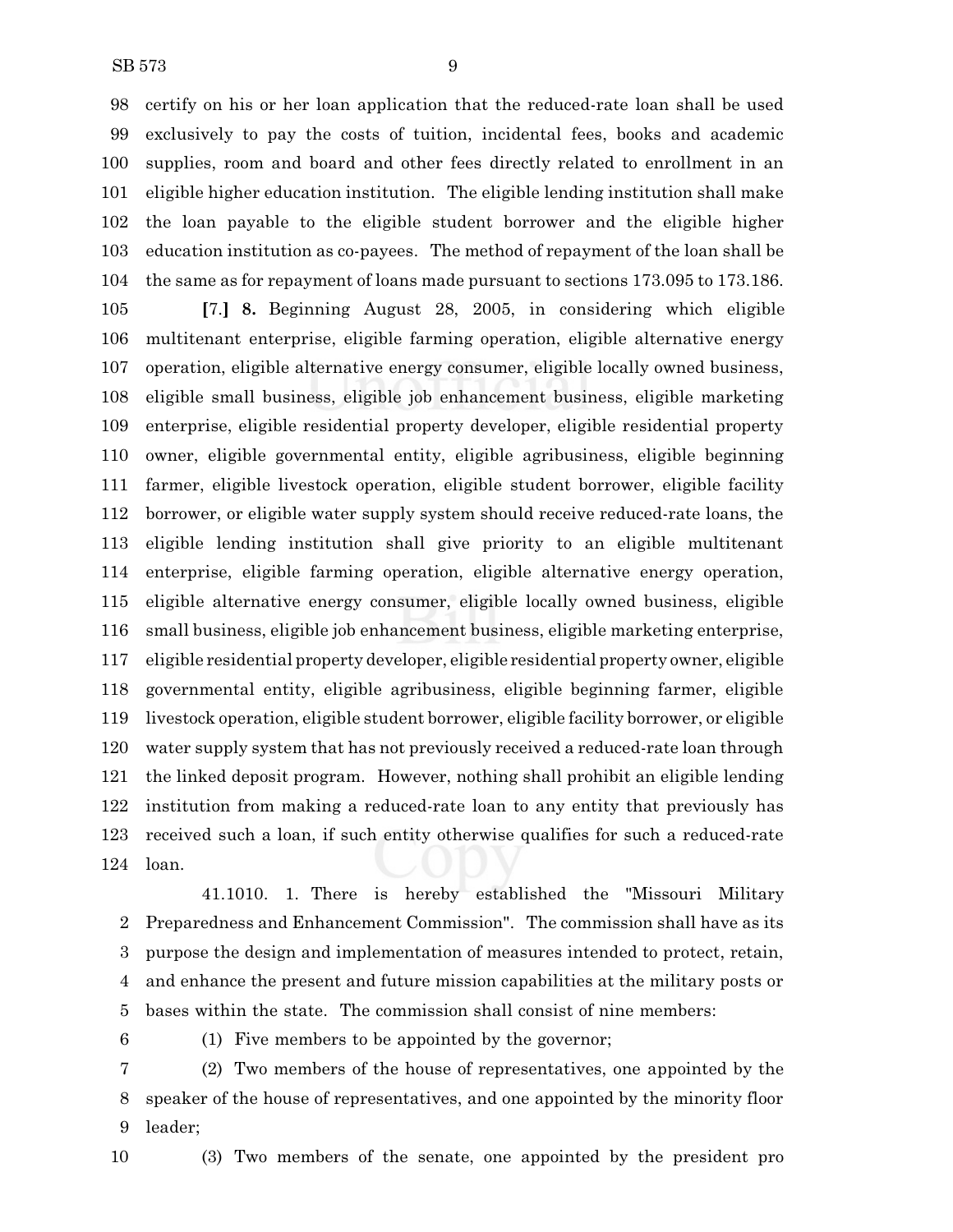certify on his or her loan application that the reduced-rate loan shall be used exclusively to pay the costs of tuition, incidental fees, books and academic supplies, room and board and other fees directly related to enrollment in an eligible higher education institution. The eligible lending institution shall make the loan payable to the eligible student borrower and the eligible higher education institution as co-payees. The method of repayment of the loan shall be the same as for repayment of loans made pursuant to sections 173.095 to 173.186.

[7.] **8.** Beginning August 28, 2005, in considering which eligible multitenant enterprise, eligible farming operation, eligible alternative energy operation, eligible alternative energy consumer, eligible locally owned business, eligible small business, eligible job enhancement business, eligible marketing enterprise, eligible residential property developer, eligible residential property owner, eligible governmental entity, eligible agribusiness, eligible beginning farmer, eligible livestock operation, eligible student borrower, eligible facility borrower, or eligible water supply system should receive reduced-rate loans, the eligible lending institution shall give priority to an eligible multitenant enterprise, eligible farming operation, eligible alternative energy operation, eligible alternative energy consumer, eligible locally owned business, eligible small business, eligible job enhancement business, eligible marketing enterprise, eligible residential property developer, eligible residential property owner, eligible governmental entity, eligible agribusiness, eligible beginning farmer, eligible livestock operation, eligible student borrower, eligible facility borrower, or eligible water supply system that has not previously received a reduced-rate loan through the linked deposit program. However, nothing shall prohibit an eligible lending institution from making a reduced-rate loan to any entity that previously has received such a loan, if such entity otherwise qualifies for such a reduced-rate loan.

41.1010. 1. There is hereby established the "Missouri Military Preparedness and Enhancement Commission". The commission shall have as its purpose the design and implementation of measures intended to protect, retain, and enhance the present and future mission capabilities at the military posts or bases within the state. The commission shall consist of nine members:

(1) Five members to be appointed by the governor;

(2) Two members of the house of representatives, one appointed by the speaker of the house of representatives, and one appointed by the minority floor leader;

(3) Two members of the senate, one appointed by the president pro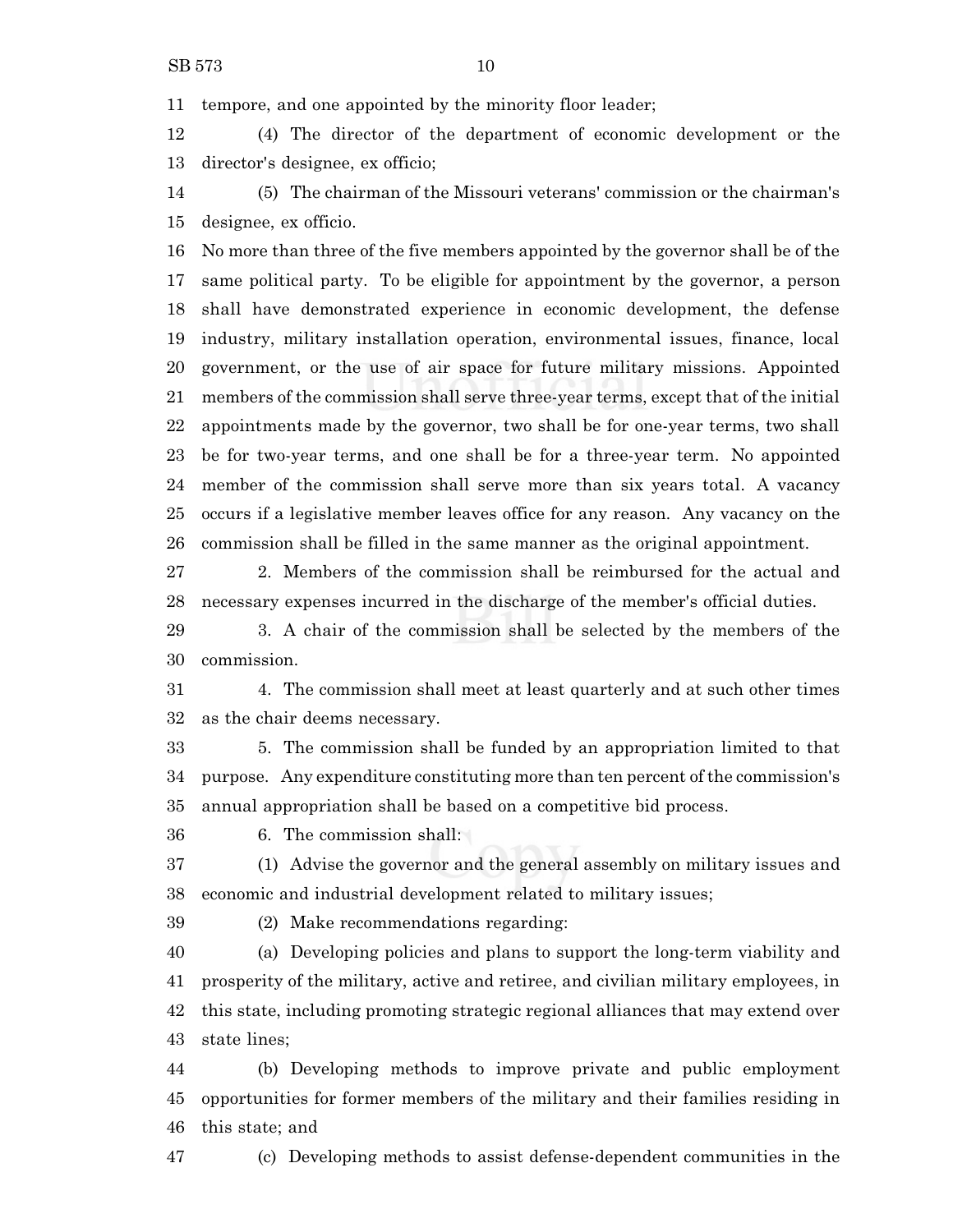tempore, and one appointed by the minority floor leader;

(4) The director of the department of economic development or the director's designee, ex officio;

(5) The chairman of the Missouri veterans' commission or the chairman's designee, ex officio.

No more than three of the five members appointed by the governor shall be of the same political party. To be eligible for appointment by the governor, a person shall have demonstrated experience in economic development, the defense industry, military installation operation, environmental issues, finance, local government, or the use of air space for future military missions. Appointed members of the commission shall serve three-year terms, except that of the initial appointments made by the governor, two shall be for one-year terms, two shall be for two-year terms, and one shall be for a three-year term. No appointed member of the commission shall serve more than six years total. A vacancy occurs if a legislative member leaves office for any reason. Any vacancy on the commission shall be filled in the same manner as the original appointment.

2. Members of the commission shall be reimbursed for the actual and necessary expenses incurred in the discharge of the member's official duties.

3. A chair of the commission shall be selected by the members of the commission.

4. The commission shall meet at least quarterly and at such other times as the chair deems necessary.

5. The commission shall be funded by an appropriation limited to that purpose. Any expenditure constituting more than ten percent of the commission's annual appropriation shall be based on a competitive bid process.

6. The commission shall:

(1) Advise the governor and the general assembly on military issues and economic and industrial development related to military issues;

(2) Make recommendations regarding:

(a) Developing policies and plans to support the long-term viability and prosperity of the military, active and retiree, and civilian military employees, in this state, including promoting strategic regional alliances that may extend over state lines;

(b) Developing methods to improve private and public employment opportunities for former members of the military and their families residing in this state; and

(c) Developing methods to assist defense-dependent communities in the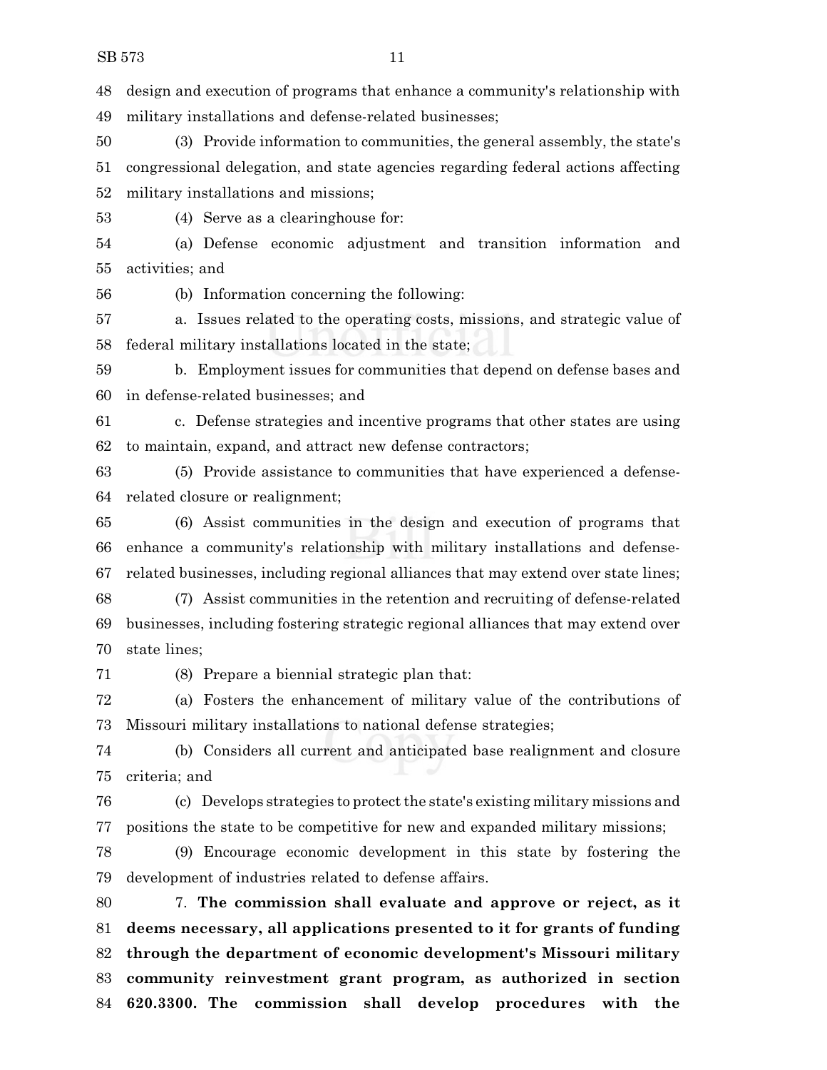design and execution of programs that enhance a community's relationship with military installations and defense-related businesses;

(3) Provide information to communities, the general assembly, the state's congressional delegation, and state agencies regarding federal actions affecting military installations and missions;

(4) Serve as a clearinghouse for:

(a) Defense economic adjustment and transition information and activities; and

(b) Information concerning the following:

a. Issues related to the operating costs, missions, and strategic value of federal military installations located in the state;

b. Employment issues for communities that depend on defense bases and in defense-related businesses; and

c. Defense strategies and incentive programs that other states are using to maintain, expand, and attract new defense contractors;

(5) Provide assistance to communities that have experienced a defense-related closure or realignment;

(6) Assist communities in the design and execution of programs that enhance a community's relationship with military installations and defense-related businesses, including regional alliances that may extend over state lines;

(7) Assist communities in the retention and recruiting of defense-related businesses, including fostering strategic regional alliances that may extend over state lines;

(8) Prepare a biennial strategic plan that:

(a) Fosters the enhancement of military value of the contributions of Missouri military installations to national defense strategies;

(b) Considers all current and anticipated base realignment and closure criteria; and

(c) Develops strategies to protect the state's existing military missions and positions the state to be competitive for new and expanded military missions;

(9) Encourage economic development in this state by fostering the development of industries related to defense affairs.

7. **The commission shall evaluate and approve or reject, as it deems necessary, all applications presented to it for grants of funding through the department of economic development's Missouri military community reinvestment grant program, as authorized in section 620.3300. The commission shall develop procedures with the**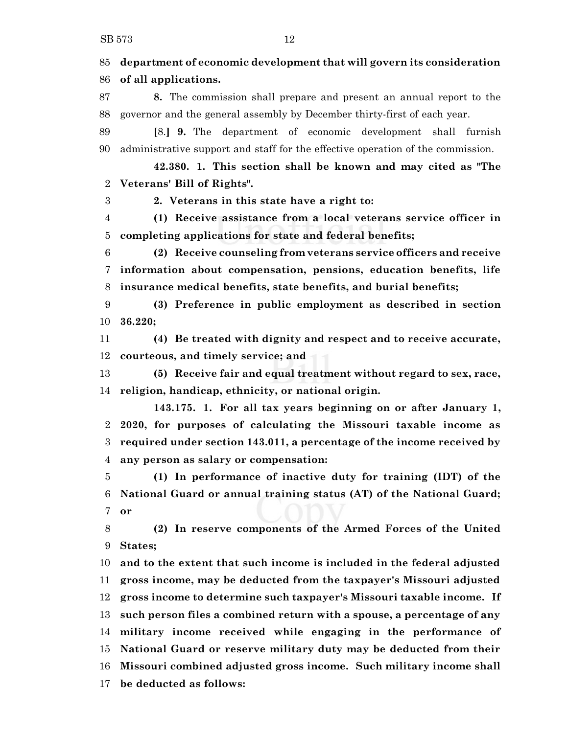**department of economic development that will govern its consideration of all applications.**

**8.** The commission shall prepare and present an annual report to the governor and the general assembly by December thirty-first of each year.

[8.] **9.** The department of economic development shall furnish administrative support and staff for the effective operation of the commission.

**42.380. 1. This section shall be known and may cited as "The Veterans' Bill of Rights".**

**2. Veterans in this state have a right to:**

**(1) Receive assistance from a local veterans service officer in completing applications for state and federal benefits;**

**(2) Receive counseling from veterans service officers and receive information about compensation, pensions, education benefits, life insurance medical benefits, state benefits, and burial benefits;**

**(3) Preference in public employment as described in section 36.220;**

**(4) Be treated with dignity and respect and to receive accurate, courteous, and timely service; and**

**(5) Receive fair and equal treatment without regard to sex, race, religion, handicap, ethnicity, or national origin.**

**143.175. 1. For all tax years beginning on or after January 1, 2020, for purposes of calculating the Missouri taxable income as required under section 143.011, a percentage of the income received by any person as salary or compensation:**

**(1) In performance of inactive duty for training (IDT) of the National Guard or annual training status (AT) of the National Guard; or**

**(2) In reserve components of the Armed Forces of the United States;**

**and to the extent that such income is included in the federal adjusted gross income, may be deducted from the taxpayer's Missouri adjusted gross income to determine such taxpayer's Missouri taxable income. If such person files a combined return with a spouse, a percentage of any military income received while engaging in the performance of National Guard or reserve military duty may be deducted from their Missouri combined adjusted gross income. Such military income shall be deducted as follows:**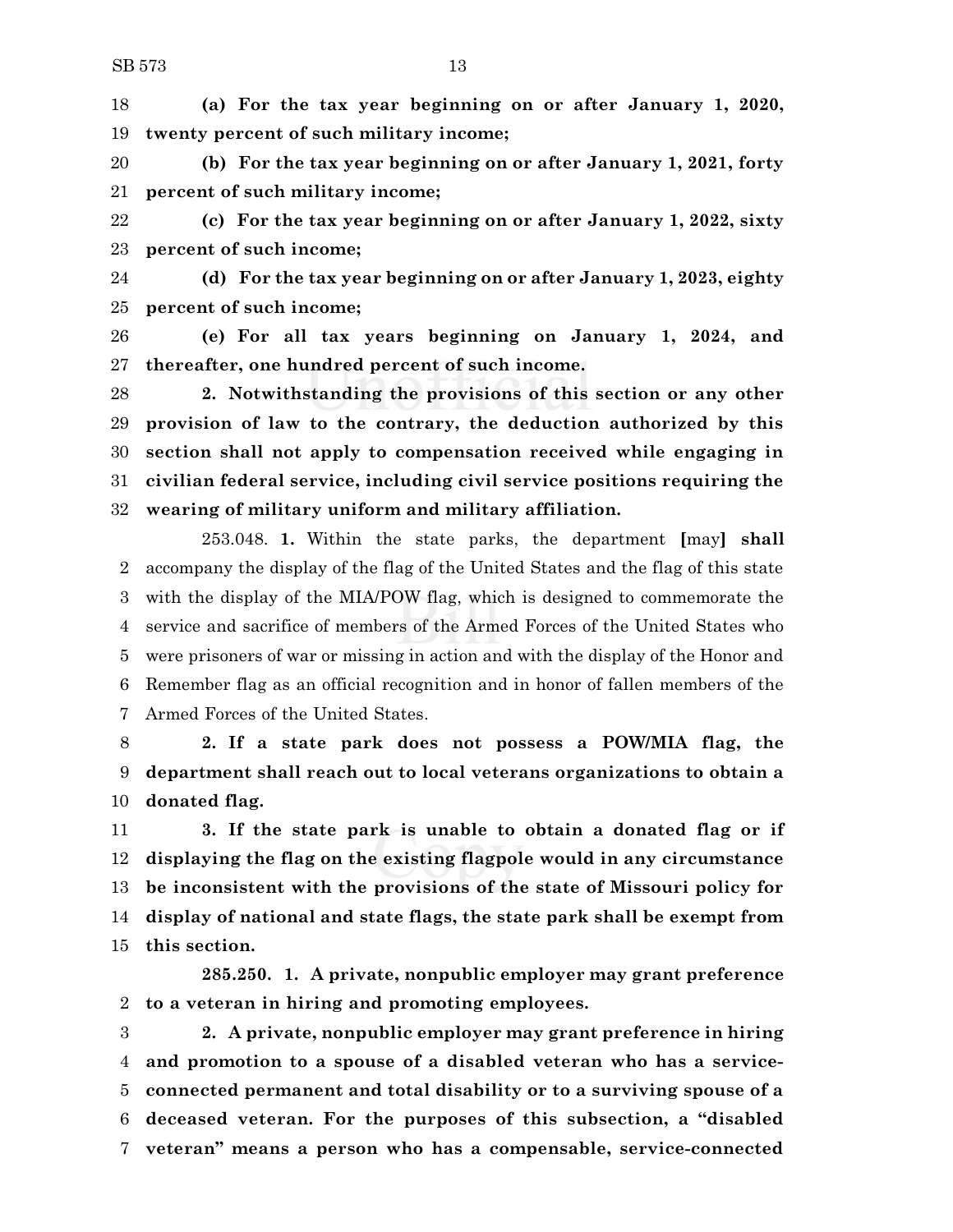**(a) For the tax year beginning on or after January 1, 2020, twenty percent of such military income;**

**(b) For the tax year beginning on or after January 1, 2021, forty percent of such military income;**

**(c) For the tax year beginning on or after January 1, 2022, sixty percent of such income;**

**(d) For the tax year beginning on or after January 1, 2023, eighty percent of such income;**

**(e) For all tax years beginning on January 1, 2024, and thereafter, one hundred percent of such income.**

**2. Notwithstanding the provisions of this section or any other provision of law to the contrary, the deduction authorized by this section shall not apply to compensation received while engaging in civilian federal service, including civil service positions requiring the wearing of military uniform and military affiliation.**

253.048. **1.** Within the state parks, the department **[**may**] shall** accompany the display of the flag of the United States and the flag of this state with the display of the MIA/POW flag, which is designed to commemorate the service and sacrifice of members of the Armed Forces of the United States who were prisoners of war or missing in action and with the display of the Honor and Remember flag as an official recognition and in honor of fallen members of the Armed Forces of the United States.

**2. If a state park does not possess a POW/MIA flag, the department shall reach out to local veterans organizations to obtain a donated flag.**

**3. If the state park is unable to obtain a donated flag or if displaying the flag on the existing flagpole would in any circumstance be inconsistent with the provisions of the state of Missouri policy for display of national and state flags, the state park shall be exempt from this section.**

**285.250. 1. A private, nonpublic employer may grant preference to a veteran in hiring and promoting employees.**

**2. A private, nonpublic employer may grant preference in hiring and promotion to a spouse of a disabled veteran who has a service-connected permanent and total disability or to a surviving spouse of a deceased veteran. For the purposes of this subsection, a "disabled veteran" means a person who has a compensable, service-connected**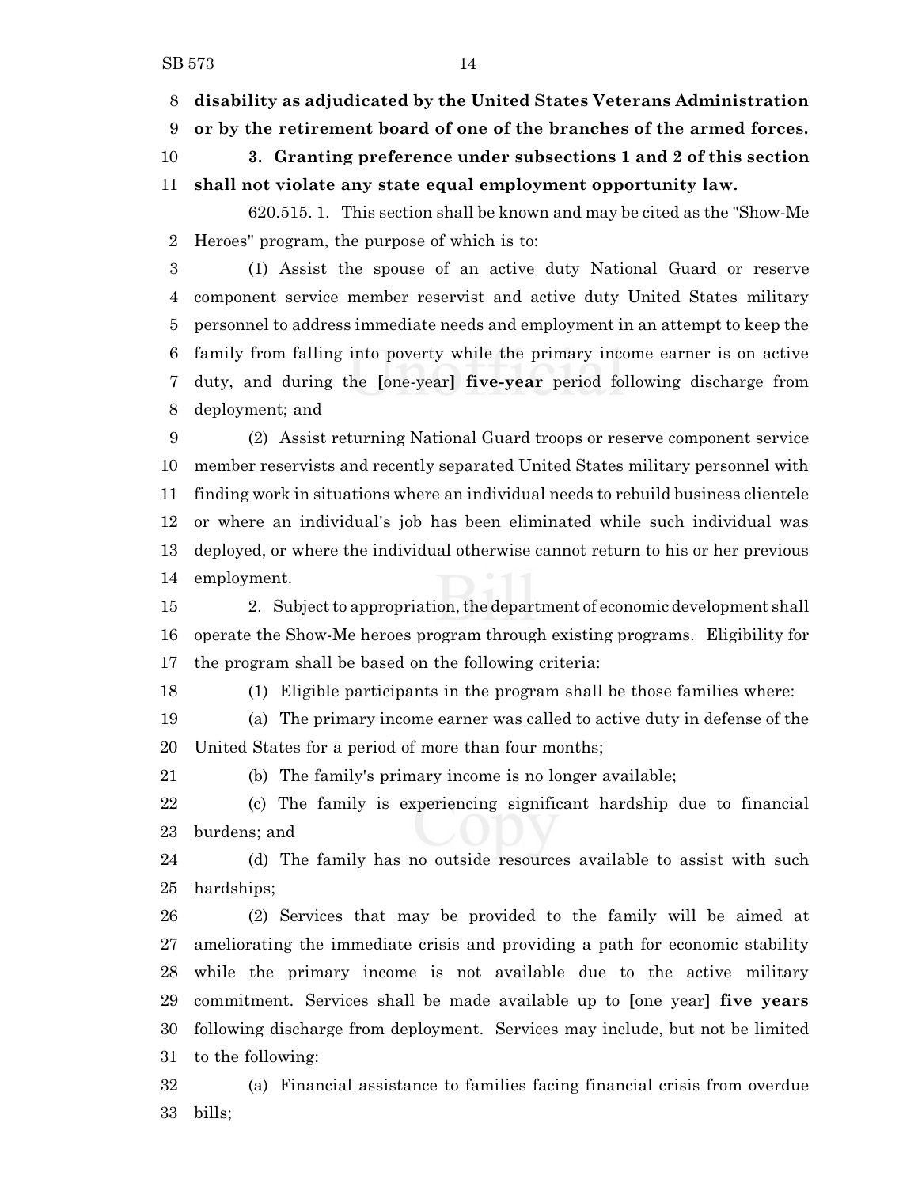**disability as adjudicated by the United States Veterans Administration or by the retirement board of one of the branches of the armed forces.**

**3. Granting preference under subsections 1 and 2 of this section shall not violate any state equal employment opportunity law.**

620.515. 1. This section shall be known and may be cited as the "Show-Me Heroes" program, the purpose of which is to:

(1) Assist the spouse of an active duty National Guard or reserve component service member reservist and active duty United States military personnel to address immediate needs and employment in an attempt to keep the family from falling into poverty while the primary income earner is on active duty, and during the [one-year] **five-year** period following discharge from deployment; and

(2) Assist returning National Guard troops or reserve component service member reservists and recently separated United States military personnel with finding work in situations where an individual needs to rebuild business clientele or where an individual's job has been eliminated while such individual was deployed, or where the individual otherwise cannot return to his or her previous employment.

2. Subject to appropriation, the department of economic development shall operate the Show-Me heroes program through existing programs. Eligibility for the program shall be based on the following criteria:

(1) Eligible participants in the program shall be those families where:

(a) The primary income earner was called to active duty in defense of the United States for a period of more than four months;

(b) The family's primary income is no longer available;

(c) The family is experiencing significant hardship due to financial burdens; and

(d) The family has no outside resources available to assist with such hardships;

(2) Services that may be provided to the family will be aimed at ameliorating the immediate crisis and providing a path for economic stability while the primary income is not available due to the active military commitment. Services shall be made available up to [one year] **five years** following discharge from deployment. Services may include, but not be limited to the following:

(a) Financial assistance to families facing financial crisis from overdue bills;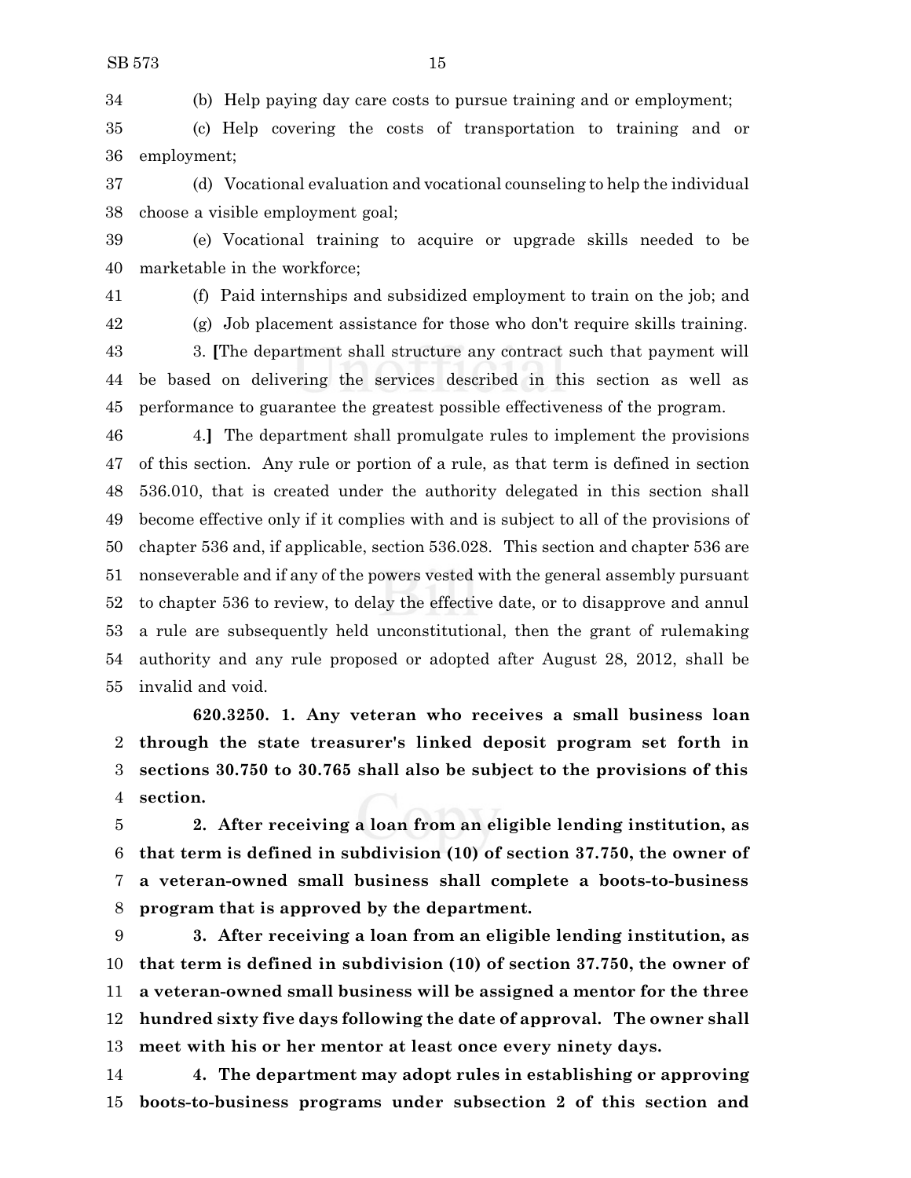(b) Help paying day care costs to pursue training and or employment;

(c) Help covering the costs of transportation to training and or employment;

(d) Vocational evaluation and vocational counseling to help the individual choose a visible employment goal;

(e) Vocational training to acquire or upgrade skills needed to be marketable in the workforce;

(f) Paid internships and subsidized employment to train on the job; and

(g) Job placement assistance for those who don't require skills training.

3. **[**The department shall structure any contract such that payment will be based on delivering the services described in this section as well as performance to guarantee the greatest possible effectiveness of the program.

4.**]** The department shall promulgate rules to implement the provisions of this section. Any rule or portion of a rule, as that term is defined in section 536.010, that is created under the authority delegated in this section shall become effective only if it complies with and is subject to all of the provisions of chapter 536 and, if applicable, section 536.028. This section and chapter 536 are nonseverable and if any of the powers vested with the general assembly pursuant to chapter 536 to review, to delay the effective date, or to disapprove and annul a rule are subsequently held unconstitutional, then the grant of rulemaking authority and any rule proposed or adopted after August 28, 2012, shall be invalid and void.

**620.3250. 1. Any veteran who receives a small business loan through the state treasurer's linked deposit program set forth in sections 30.750 to 30.765 shall also be subject to the provisions of this section.**

**2. After receiving a loan from an eligible lending institution, as that term is defined in subdivision (10) of section 37.750, the owner of a veteran-owned small business shall complete a boots-to-business program that is approved by the department.**

**3. After receiving a loan from an eligible lending institution, as that term is defined in subdivision (10) of section 37.750, the owner of a veteran-owned small business will be assigned a mentor for the three hundred sixty five days following the date of approval. The owner shall meet with his or her mentor at least once every ninety days.**

**4. The department may adopt rules in establishing or approving boots-to-business programs under subsection 2 of this section and**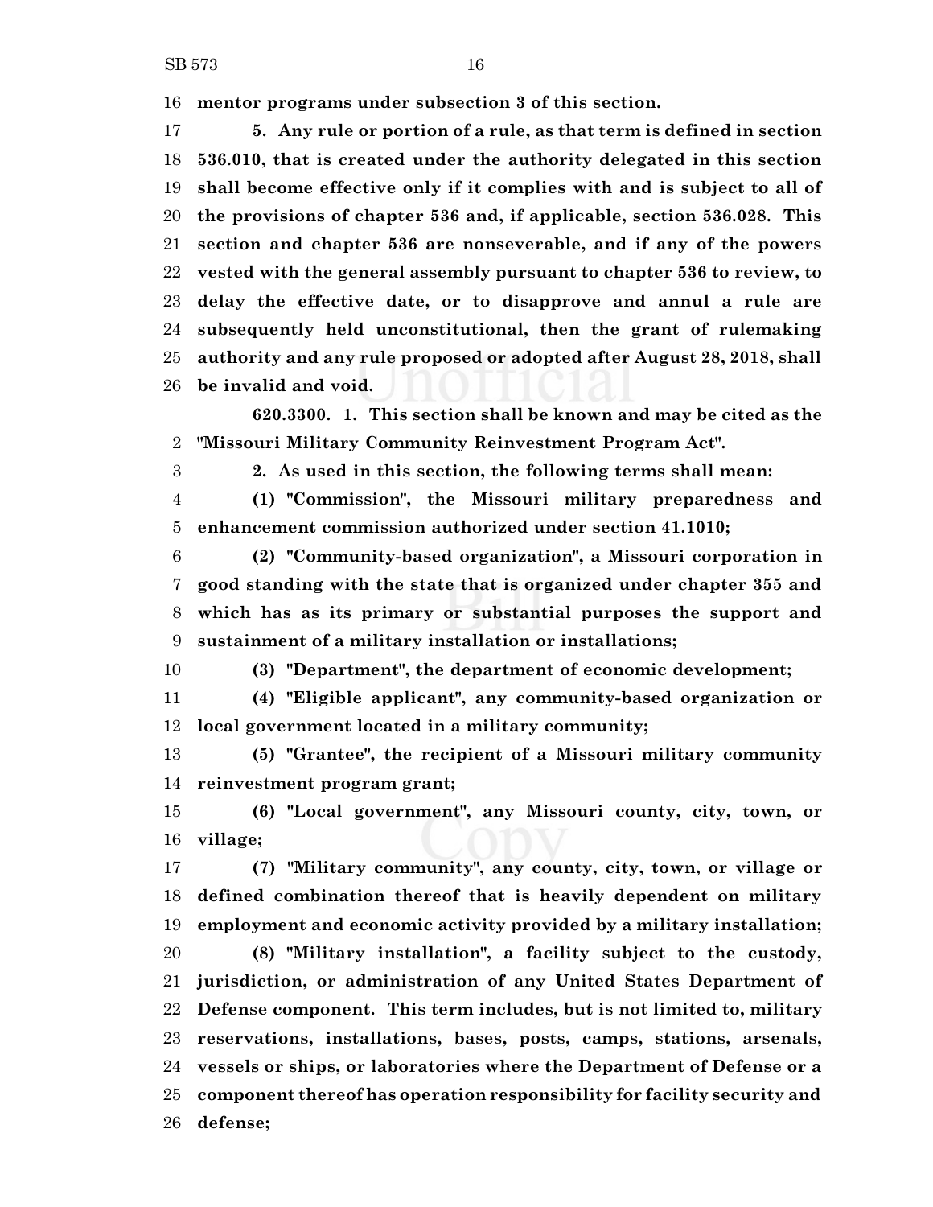**mentor programs under subsection 3 of this section.**

**5. Any rule or portion of a rule, as that term is defined in section 536.010, that is created under the authority delegated in this section shall become effective only if it complies with and is subject to all of the provisions of chapter 536 and, if applicable, section 536.028. This section and chapter 536 are nonseverable, and if any of the powers vested with the general assembly pursuant to chapter 536 to review, to delay the effective date, or to disapprove and annul a rule are subsequently held unconstitutional, then the grant of rulemaking authority and any rule proposed or adopted after August 28, 2018, shall be invalid and void.**

**620.3300. 1. This section shall be known and may be cited as the "Missouri Military Community Reinvestment Program Act".**

**2. As used in this section, the following terms shall mean:**

**(1) "Commission", the Missouri military preparedness and enhancement commission authorized under section 41.1010;**

**(2) "Community-based organization", a Missouri corporation in good standing with the state that is organized under chapter 355 and which has as its primary or substantial purposes the support and sustainment of a military installation or installations;**

**(3) "Department", the department of economic development;**

**(4) "Eligible applicant", any community-based organization or local government located in a military community;**

**(5) "Grantee", the recipient of a Missouri military community reinvestment program grant;**

**(6) "Local government", any Missouri county, city, town, or village;**

**(7) "Military community", any county, city, town, or village or defined combination thereof that is heavily dependent on military employment and economic activity provided by a military installation;**

**(8) "Military installation", a facility subject to the custody, jurisdiction, or administration of any United States Department of Defense component. This term includes, but is not limited to, military reservations, installations, bases, posts, camps, stations, arsenals, vessels or ships, or laboratories where the Department of Defense or a component thereof has operation responsibility for facility security and defense;**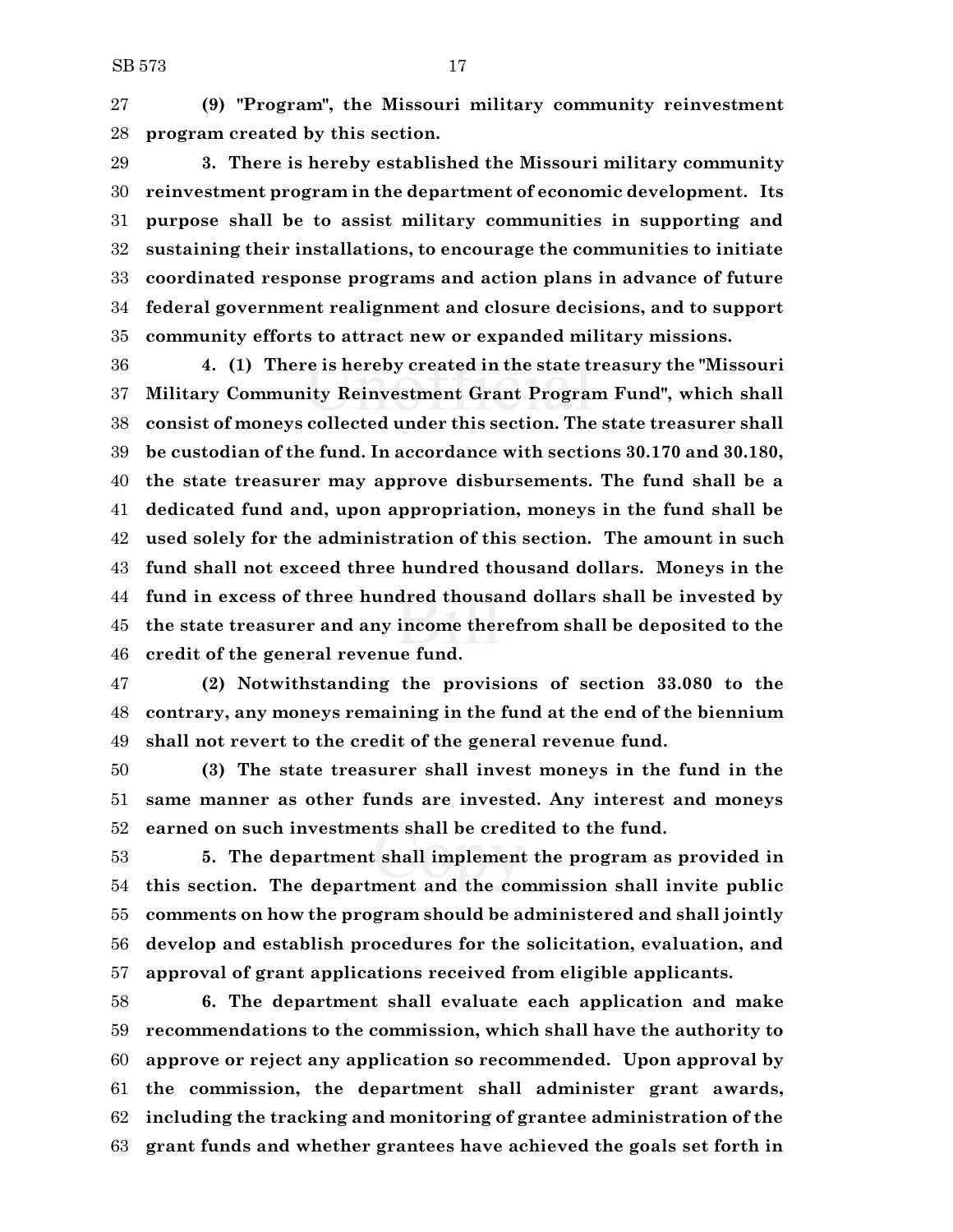**(9) "Program", the Missouri military community reinvestment program created by this section.**

**3. There is hereby established the Missouri military community reinvestment program in the department of economic development. Its purpose shall be to assist military communities in supporting and sustaining their installations, to encourage the communities to initiate coordinated response programs and action plans in advance of future federal government realignment and closure decisions, and to support community efforts to attract new or expanded military missions.**

**4. (1) There is hereby created in the state treasury the "Missouri Military Community Reinvestment Grant Program Fund", which shall consist of moneys collected under this section. The state treasurer shall be custodian of the fund. In accordance with sections 30.170 and 30.180, the state treasurer may approve disbursements. The fund shall be a dedicated fund and, upon appropriation, moneys in the fund shall be used solely for the administration of this section. The amount in such fund shall not exceed three hundred thousand dollars. Moneys in the fund in excess of three hundred thousand dollars shall be invested by the state treasurer and any income therefrom shall be deposited to the credit of the general revenue fund.**

**(2) Notwithstanding the provisions of section 33.080 to the contrary, any moneys remaining in the fund at the end of the biennium shall not revert to the credit of the general revenue fund.**

**(3) The state treasurer shall invest moneys in the fund in the same manner as other funds are invested. Any interest and moneys earned on such investments shall be credited to the fund.**

**5. The department shall implement the program as provided in this section. The department and the commission shall invite public comments on how the program should be administered and shall jointly develop and establish procedures for the solicitation, evaluation, and approval of grant applications received from eligible applicants.**

**6. The department shall evaluate each application and make recommendations to the commission, which shall have the authority to approve or reject any application so recommended. Upon approval by the commission, the department shall administer grant awards, including the tracking and monitoring of grantee administration of the grant funds and whether grantees have achieved the goals set forth in**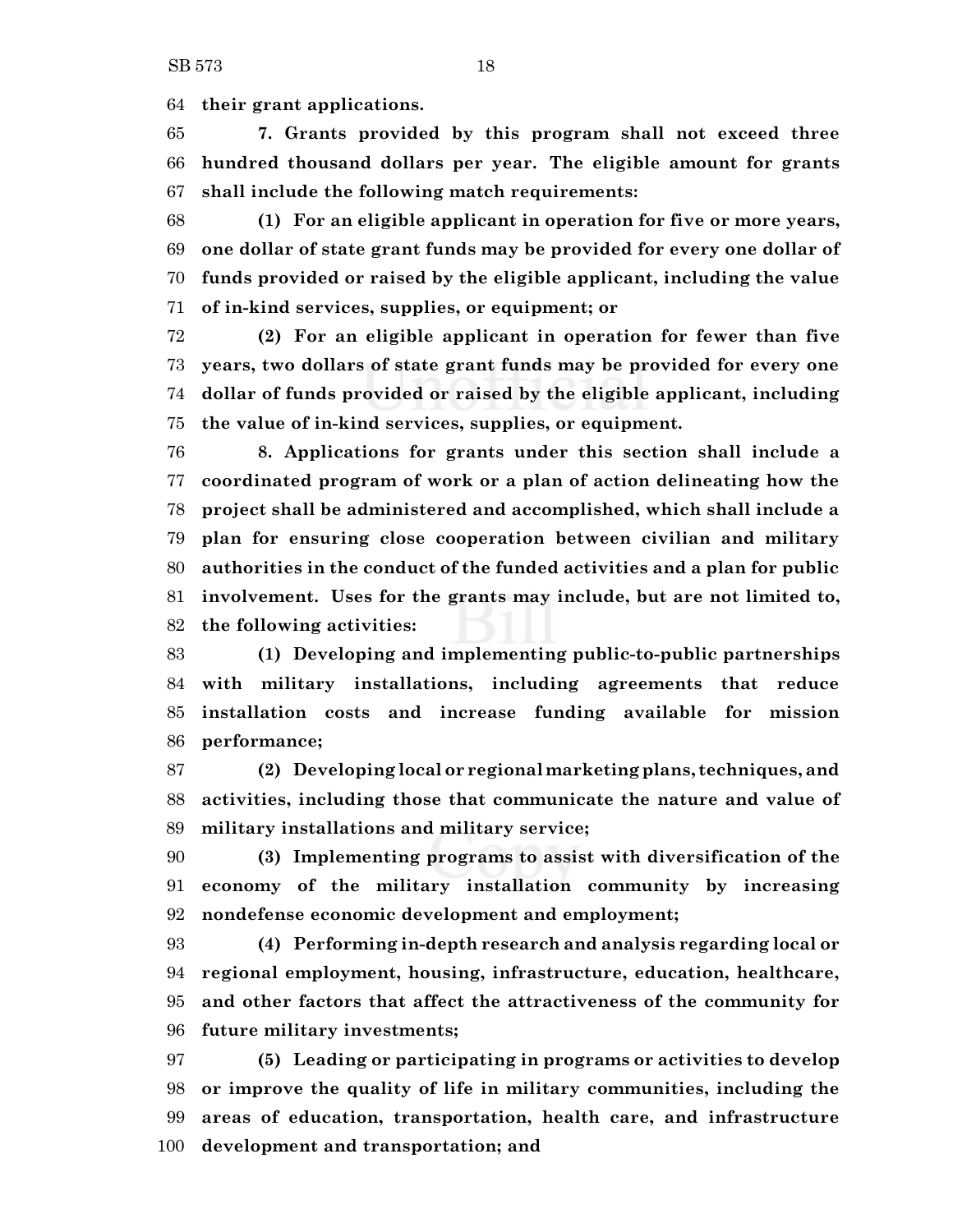**their grant applications.**

**7. Grants provided by this program shall not exceed three hundred thousand dollars per year. The eligible amount for grants shall include the following match requirements:**

**(1) For an eligible applicant in operation for five or more years, one dollar of state grant funds may be provided for every one dollar of funds provided or raised by the eligible applicant, including the value of in-kind services, supplies, or equipment; or**

**(2) For an eligible applicant in operation for fewer than five years, two dollars of state grant funds may be provided for every one dollar of funds provided or raised by the eligible applicant, including the value of in-kind services, supplies, or equipment.**

**8. Applications for grants under this section shall include a coordinated program of work or a plan of action delineating how the project shall be administered and accomplished, which shall include a plan for ensuring close cooperation between civilian and military authorities in the conduct of the funded activities and a plan for public involvement. Uses for the grants may include, but are not limited to, the following activities:**

**(1) Developing and implementing public-to-public partnerships with military installations, including agreements that reduce installation costs and increase funding available for mission performance;**

**(2) Developing local or regional marketing plans, techniques, and activities, including those that communicate the nature and value of military installations and military service;**

**(3) Implementing programs to assist with diversification of the economy of the military installation community by increasing nondefense economic development and employment;**

**(4) Performing in-depth research and analysis regarding local or regional employment, housing, infrastructure, education, healthcare, and other factors that affect the attractiveness of the community for future military investments;**

**(5) Leading or participating in programs or activities to develop or improve the quality of life in military communities, including the areas of education, transportation, health care, and infrastructure development and transportation; and**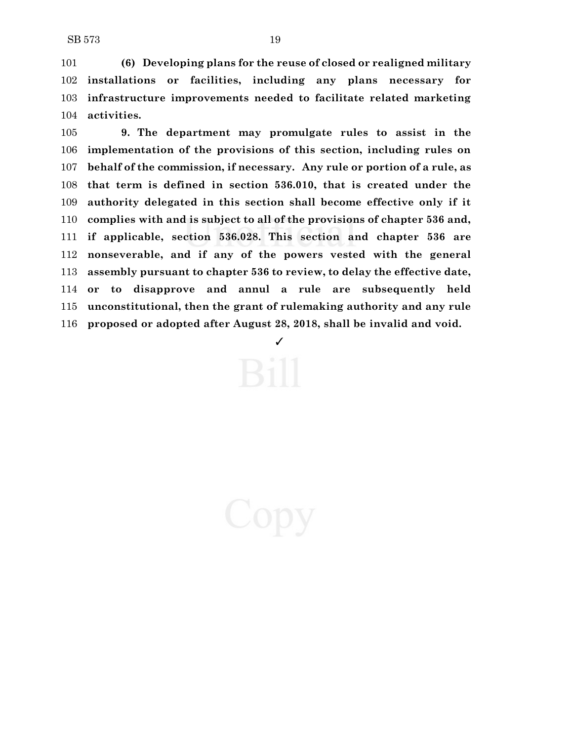101 **(6) Developing plans for the reuse of closed or realigned military**
102 **installations or facilities, including any plans necessary for**
103 **infrastructure improvements needed to facilitate related marketing**
104 **activities.**

105 **9. The department may promulgate rules to assist in the**
106 **implementation of the provisions of this section, including rules on**
107 **behalf of the commission, if necessary. Any rule or portion of a rule, as**
108 **that term is defined in section 536.010, that is created under the**
109 **authority delegated in this section shall become effective only if it**
110 **complies with and is subject to all of the provisions of chapter 536 and,**
111 **if applicable, section 536.028. This section and chapter 536 are**
112 **nonseverable, and if any of the powers vested with the general**
113 **assembly pursuant to chapter 536 to review, to delay the effective date,**
114 **or to disapprove and annul a rule are subsequently held**
115 **unconstitutional, then the grant of rulemaking authority and any rule**
116 **proposed or adopted after August 28, 2018, shall be invalid and void.**

✓